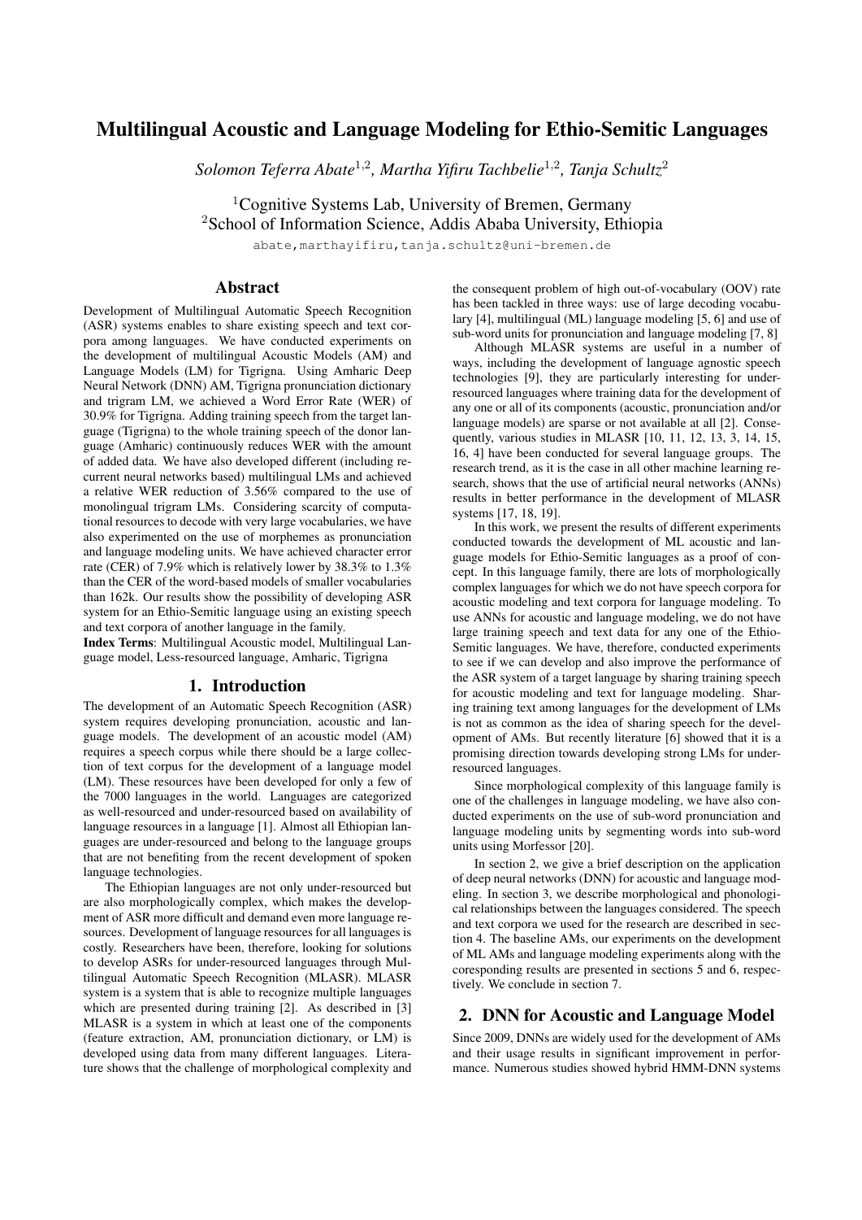# Multilingual Acoustic and Language Modeling for Ethio-Semitic Languages

*Solomon Teferra Abate*[1,2], *Martha Yifiru Tachbelie*[1,2], *Tanja Schultz*[2]

[1]Cognitive Systems Lab, University of Bremen, Germany
[2]School of Information Science, Addis Ababa University, Ethiopia

abate,marthayifiru,tanja.schultz@uni-bremen.de

## Abstract

Development of Multilingual Automatic Speech Recognition (ASR) systems enables to share existing speech and text corpora among languages. We have conducted experiments on the development of multilingual Acoustic Models (AM) and Language Models (LM) for Tigrigna. Using Amharic Deep Neural Network (DNN) AM, Tigrigna pronunciation dictionary and trigram LM, we achieved a Word Error Rate (WER) of 30.9% for Tigrigna. Adding training speech from the target language (Tigrigna) to the whole training speech of the donor language (Amharic) continuously reduces WER with the amount of added data. We have also developed different (including recurrent neural networks based) multilingual LMs and achieved a relative WER reduction of 3.56% compared to the use of monolingual trigram LMs. Considering scarcity of computational resources to decode with very large vocabularies, we have also experimented on the use of morphemes as pronunciation and language modeling units. We have achieved character error rate (CER) of 7.9% which is relatively lower by 38.3% to 1.3% than the CER of the word-based models of smaller vocabularies than 162k. Our results show the possibility of developing ASR system for an Ethio-Semitic language using an existing speech and text corpora of another language in the family.

**Index Terms**: Multilingual Acoustic model, Multilingual Language model, Less-resourced language, Amharic, Tigrigna

## 1. Introduction

The development of an Automatic Speech Recognition (ASR) system requires developing pronunciation, acoustic and language models. The development of an acoustic model (AM) requires a speech corpus while there should be a large collection of text corpus for the development of a language model (LM). These resources have been developed for only a few of the 7000 languages in the world. Languages are categorized as well-resourced and under-resourced based on availability of language resources in a language [1]. Almost all Ethiopian languages are under-resourced and belong to the language groups that are not benefiting from the recent development of spoken language technologies.

The Ethiopian languages are not only under-resourced but are also morphologically complex, which makes the development of ASR more difficult and demand even more language resources. Development of language resources for all languages is costly. Researchers have been, therefore, looking for solutions to develop ASRs for under-resourced languages through Multilingual Automatic Speech Recognition (MLASR). MLASR system is a system that is able to recognize multiple languages which are presented during training [2]. As described in [3] MLASR is a system in which at least one of the components (feature extraction, AM, pronunciation dictionary, or LM) is developed using data from many different languages. Literature shows that the challenge of morphological complexity and the consequent problem of high out-of-vocabulary (OOV) rate has been tackled in three ways: use of large decoding vocabulary [4], multilingual (ML) language modeling [5, 6] and use of sub-word units for pronunciation and language modeling [7, 8]

Although MLASR systems are useful in a number of ways, including the development of language agnostic speech technologies [9], they are particularly interesting for under-resourced languages where training data for the development of any one or all of its components (acoustic, pronunciation and/or language models) are sparse or not available at all [2]. Consequently, various studies in MLASR [10, 11, 12, 13, 3, 14, 15, 16, 4] have been conducted for several language groups. The research trend, as it is the case in all other machine learning research, shows that the use of artificial neural networks (ANNs) results in better performance in the development of MLASR systems [17, 18, 19].

In this work, we present the results of different experiments conducted towards the development of ML acoustic and language models for Ethio-Semitic languages as a proof of concept. In this language family, there are lots of morphologically complex languages for which we do not have speech corpora for acoustic modeling and text corpora for language modeling. To use ANNs for acoustic and language modeling, we do not have large training speech and text data for any one of the Ethio-Semitic languages. We have, therefore, conducted experiments to see if we can develop and also improve the performance of the ASR system of a target language by sharing training speech for acoustic modeling and text for language modeling. Sharing training text among languages for the development of LMs is not as common as the idea of sharing speech for the development of AMs. But recently literature [6] showed that it is a promising direction towards developing strong LMs for under-resourced languages.

Since morphological complexity of this language family is one of the challenges in language modeling, we have also conducted experiments on the use of sub-word pronunciation and language modeling units by segmenting words into sub-word units using Morfessor [20].

In section 2, we give a brief description on the application of deep neural networks (DNN) for acoustic and language modeling. In section 3, we describe morphological and phonological relationships between the languages considered. The speech and text corpora we used for the research are described in section 4. The baseline AMs, our experiments on the development of ML AMs and language modeling experiments along with the coresponding results are presented in sections 5 and 6, respectively. We conclude in section 7.

## 2. DNN for Acoustic and Language Model

Since 2009, DNNs are widely used for the development of AMs and their usage results in significant improvement in performance. Numerous studies showed hybrid HMM-DNN systems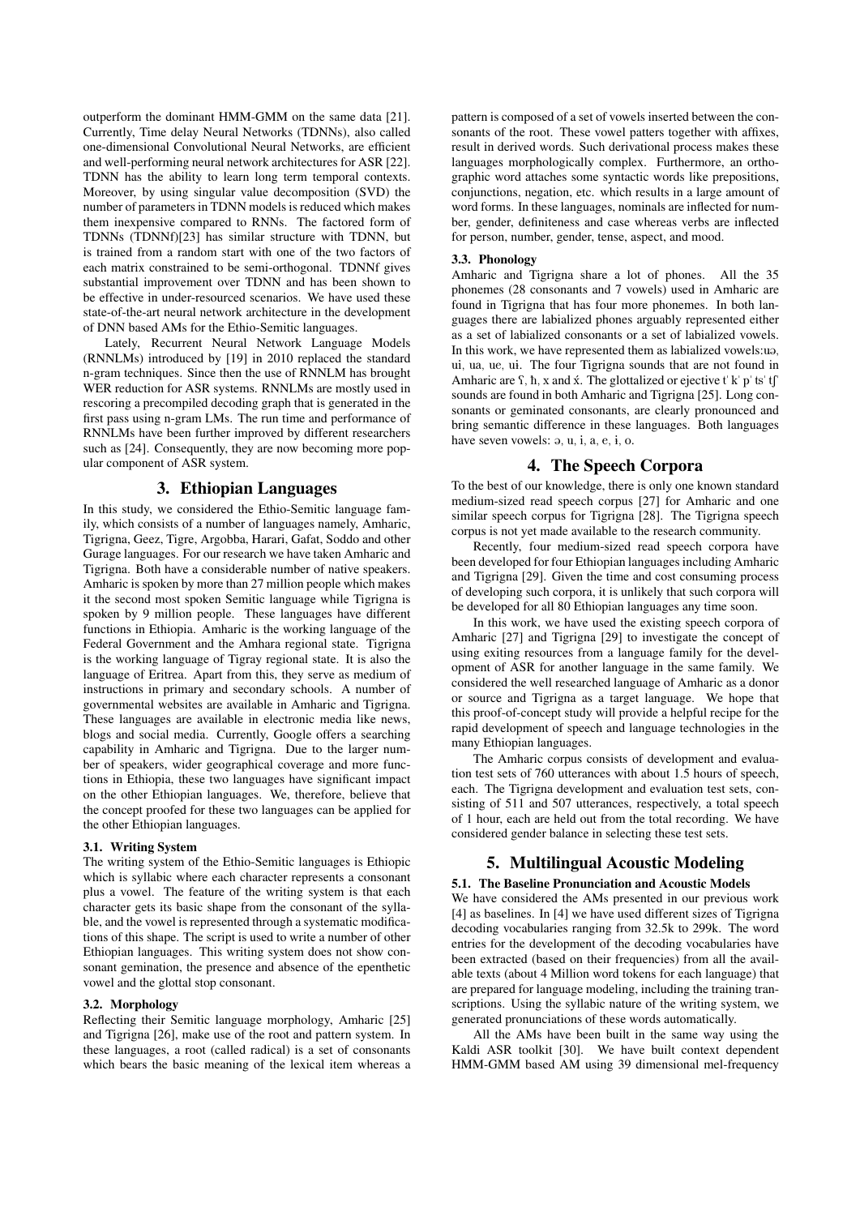outperform the dominant HMM-GMM on the same data [21]. Currently, Time delay Neural Networks (TDNNs), also called one-dimensional Convolutional Neural Networks, are efficient and well-performing neural network architectures for ASR [22]. TDNN has the ability to learn long term temporal contexts. Moreover, by using singular value decomposition (SVD) the number of parameters in TDNN models is reduced which makes them inexpensive compared to RNNs. The factored form of TDNNs (TDNNf)[23] has similar structure with TDNN, but is trained from a random start with one of the two factors of each matrix constrained to be semi-orthogonal. TDNNf gives substantial improvement over TDNN and has been shown to be effective in under-resourced scenarios. We have used these state-of-the-art neural network architecture in the development of DNN based AMs for the Ethio-Semitic languages.

Lately, Recurrent Neural Network Language Models (RNNLMs) introduced by [19] in 2010 replaced the standard n-gram techniques. Since then the use of RNNLM has brought WER reduction for ASR systems. RNNLMs are mostly used in rescoring a precompiled decoding graph that is generated in the first pass using n-gram LMs. The run time and performance of RNNLMs have been further improved by different researchers such as [24]. Consequently, they are now becoming more popular component of ASR system.

## 3. Ethiopian Languages

In this study, we considered the Ethio-Semitic language family, which consists of a number of languages namely, Amharic, Tigrigna, Geez, Tigre, Argobba, Harari, Gafat, Soddo and other Gurage languages. For our research we have taken Amharic and Tigrigna. Both have a considerable number of native speakers. Amharic is spoken by more than 27 million people which makes it the second most spoken Semitic language while Tigrigna is spoken by 9 million people. These languages have different functions in Ethiopia. Amharic is the working language of the Federal Government and the Amhara regional state. Tigrigna is the working language of Tigray regional state. It is also the language of Eritrea. Apart from this, they serve as medium of instructions in primary and secondary schools. A number of governmental websites are available in Amharic and Tigrigna. These languages are available in electronic media like news, blogs and social media. Currently, Google offers a searching capability in Amharic and Tigrigna. Due to the larger number of speakers, wider geographical coverage and more functions in Ethiopia, these two languages have significant impact on the other Ethiopian languages. We, therefore, believe that the concept proofed for these two languages can be applied for the other Ethiopian languages.

### 3.1. Writing System

The writing system of the Ethio-Semitic languages is Ethiopic which is syllabic where each character represents a consonant plus a vowel. The feature of the writing system is that each character gets its basic shape from the consonant of the syllable, and the vowel is represented through a systematic modifications of this shape. The script is used to write a number of other Ethiopian languages. This writing system does not show consonant gemination, the presence and absence of the epenthetic vowel and the glottal stop consonant.

### 3.2. Morphology

Reflecting their Semitic language morphology, Amharic [25] and Tigrigna [26], make use of the root and pattern system. In these languages, a root (called radical) is a set of consonants which bears the basic meaning of the lexical item whereas a pattern is composed of a set of vowels inserted between the consonants of the root. These vowel patters together with affixes, result in derived words. Such derivational process makes these languages morphologically complex. Furthermore, an orthographic word attaches some syntactic words like prepositions, conjunctions, negation, etc. which results in a large amount of word forms. In these languages, nominals are inflected for number, gender, definiteness and case whereas verbs are inflected for person, number, gender, tense, aspect, and mood.

### 3.3. Phonology

Amharic and Tigrigna share a lot of phones. All the 35 phonemes (28 consonants and 7 vowels) used in Amharic are found in Tigrigna that has four more phonemes. In both languages there are labialized phones arguably represented either as a set of labialized consonants or a set of labialized vowels. In this work, we have represented them as labialized vowels:uə, ui, ua, ue, ui. The four Tigrigna sounds that are not found in Amharic are ʕ, ħ, x and x́. The glottalized or ejective tˈ kˈ pˈ tsˈ tʃˈ sounds are found in both Amharic and Tigrigna [25]. Long consonants or geminated consonants, are clearly pronounced and bring semantic difference in these languages. Both languages have seven vowels: ə, u, i, a, e, ɨ, o.

## 4. The Speech Corpora

To the best of our knowledge, there is only one known standard medium-sized read speech corpus [27] for Amharic and one similar speech corpus for Tigrigna [28]. The Tigrigna speech corpus is not yet made available to the research community.

Recently, four medium-sized read speech corpora have been developed for four Ethiopian languages including Amharic and Tigrigna [29]. Given the time and cost consuming process of developing such corpora, it is unlikely that such corpora will be developed for all 80 Ethiopian languages any time soon.

In this work, we have used the existing speech corpora of Amharic [27] and Tigrigna [29] to investigate the concept of using exiting resources from a language family for the development of ASR for another language in the same family. We considered the well researched language of Amharic as a donor or source and Tigrigna as a target language. We hope that this proof-of-concept study will provide a helpful recipe for the rapid development of speech and language technologies in the many Ethiopian languages.

The Amharic corpus consists of development and evaluation test sets of 760 utterances with about 1.5 hours of speech, each. The Tigrigna development and evaluation test sets, consisting of 511 and 507 utterances, respectively, a total speech of 1 hour, each are held out from the total recording. We have considered gender balance in selecting these test sets.

## 5. Multilingual Acoustic Modeling

### 5.1. The Baseline Pronunciation and Acoustic Models

We have considered the AMs presented in our previous work [4] as baselines. In [4] we have used different sizes of Tigrigna decoding vocabularies ranging from 32.5k to 299k. The word entries for the development of the decoding vocabularies have been extracted (based on their frequencies) from all the available texts (about 4 Million word tokens for each language) that are prepared for language modeling, including the training transcriptions. Using the syllabic nature of the writing system, we generated pronunciations of these words automatically.

All the AMs have been built in the same way using the Kaldi ASR toolkit [30]. We have built context dependent HMM-GMM based AM using 39 dimensional mel-frequency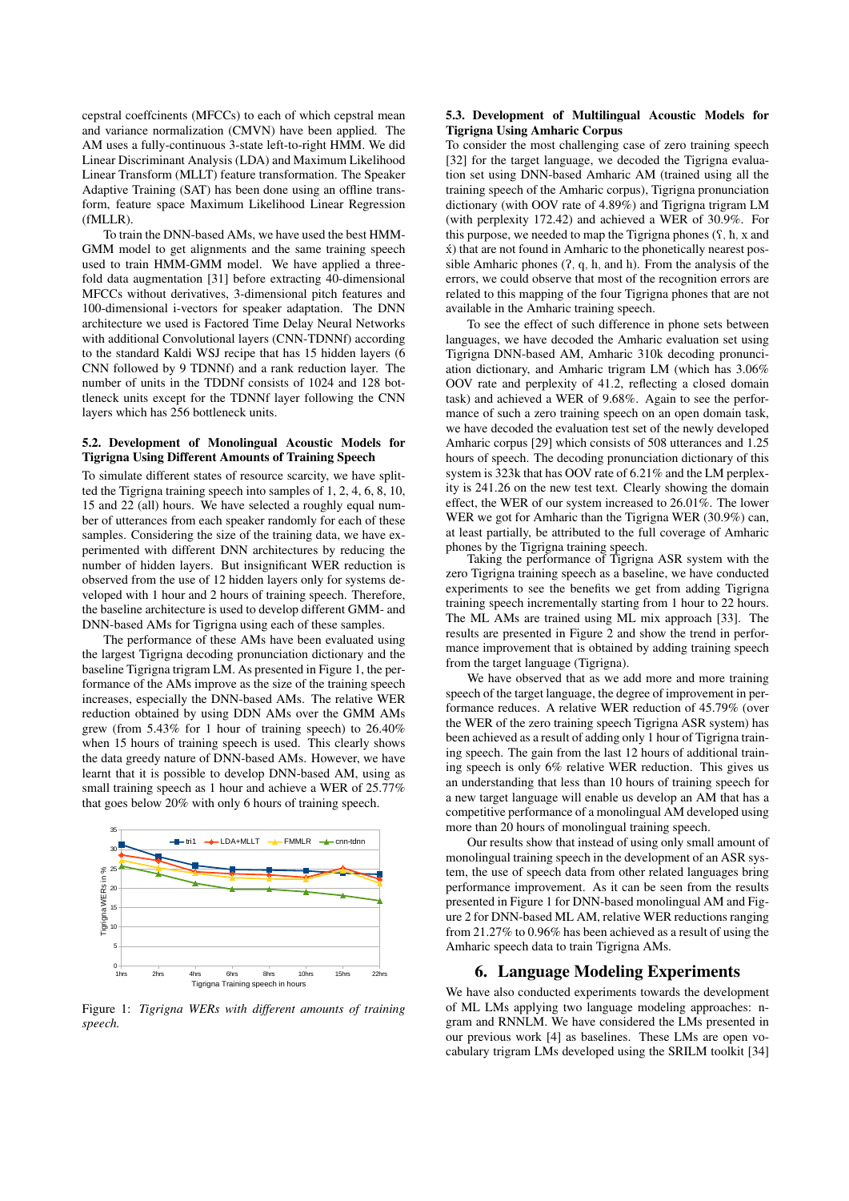cepstral coeffcinents (MFCCs) to each of which cepstral mean and variance normalization (CMVN) have been applied. The AM uses a fully-continuous 3-state left-to-right HMM. We did Linear Discriminant Analysis (LDA) and Maximum Likelihood Linear Transform (MLLT) feature transformation. The Speaker Adaptive Training (SAT) has been done using an offline transform, feature space Maximum Likelihood Linear Regression (fMLLR).

To train the DNN-based AMs, we have used the best HMM-GMM model to get alignments and the same training speech used to train HMM-GMM model. We have applied a three-fold data augmentation [31] before extracting 40-dimensional MFCCs without derivatives, 3-dimensional pitch features and 100-dimensional i-vectors for speaker adaptation. The DNN architecture we used is Factored Time Delay Neural Networks with additional Convolutional layers (CNN-TDNNf) according to the standard Kaldi WSJ recipe that has 15 hidden layers (6 CNN followed by 9 TDNNf) and a rank reduction layer. The number of units in the TDDNf consists of 1024 and 128 bottleneck units except for the TDNNf layer following the CNN layers which has 256 bottleneck units.

### 5.2. Development of Monolingual Acoustic Models for Tigrigna Using Different Amounts of Training Speech

To simulate different states of resource scarcity, we have splitted the Tigrigna training speech into samples of 1, 2, 4, 6, 8, 10, 15 and 22 (all) hours. We have selected a roughly equal number of utterances from each speaker randomly for each of these samples. Considering the size of the training data, we have experimented with different DNN architectures by reducing the number of hidden layers. But insignificant WER reduction is observed from the use of 12 hidden layers only for systems developed with 1 hour and 2 hours of training speech. Therefore, the baseline architecture is used to develop different GMM- and DNN-based AMs for Tigrigna using each of these samples.

The performance of these AMs have been evaluated using the largest Tigrigna decoding pronunciation dictionary and the baseline Tigrigna trigram LM. As presented in Figure 1, the performance of the AMs improve as the size of the training speech increases, especially the DNN-based AMs. The relative WER reduction obtained by using DDN AMs over the GMM AMs grew (from 5.43% for 1 hour of training speech) to 26.40% when 15 hours of training speech is used. This clearly shows the data greedy nature of DNN-based AMs. However, we have learnt that it is possible to develop DNN-based AM, using as small training speech as 1 hour and achieve a WER of 25.77% that goes below 20% with only 6 hours of training speech.

Figure 1: *Tigrigna WERs with different amounts of training speech.*

### 5.3. Development of Multilingual Acoustic Models for Tigrigna Using Amharic Corpus

To consider the most challenging case of zero training speech [32] for the target language, we decoded the Tigrigna evaluation set using DNN-based Amharic AM (trained using all the training speech of the Amharic corpus), Tigrigna pronunciation dictionary (with OOV rate of 4.89%) and Tigrigna trigram LM (with perplexity 172.42) and achieved a WER of 30.9%. For this purpose, we needed to map the Tigrigna phones (ʕ, ħ, x and xʼ) that are not found in Amharic to the phonetically nearest possible Amharic phones (ʔ, q, h, and h). From the analysis of the errors, we could observe that most of the recognition errors are related to this mapping of the four Tigrigna phones that are not available in the Amharic training speech.

To see the effect of such difference in phone sets between languages, we have decoded the Amharic evaluation set using Tigrigna DNN-based AM, Amharic 310k decoding pronunciation dictionary, and Amharic trigram LM (which has 3.06% OOV rate and perplexity of 41.2, reflecting a closed domain task) and achieved a WER of 9.68%. Again to see the performance of such a zero training speech on an open domain task, we have decoded the evaluation test set of the newly developed Amharic corpus [29] which consists of 508 utterances and 1.25 hours of speech. The decoding pronunciation dictionary of this system is 323k that has OOV rate of 6.21% and the LM perplexity is 241.26 on the new test text. Clearly showing the domain effect, the WER of our system increased to 26.01%. The lower WER we got for Amharic than the Tigrigna WER (30.9%) can, at least partially, be attributed to the full coverage of Amharic phones by the Tigrigna training speech.

Taking the performance of Tigrigna ASR system with the zero Tigrigna training speech as a baseline, we have conducted experiments to see the benefits we get from adding Tigrigna training speech incrementally starting from 1 hour to 22 hours. The ML AMs are trained using ML mix approach [33]. The results are presented in Figure 2 and show the trend in performance improvement that is obtained by adding training speech from the target language (Tigrigna).

We have observed that as we add more and more training speech of the target language, the degree of improvement in performance reduces. A relative WER reduction of 45.79% (over the WER of the zero training speech Tigrigna ASR system) has been achieved as a result of adding only 1 hour of Tigrigna training speech. The gain from the last 12 hours of additional training speech is only 6% relative WER reduction. This gives us an understanding that less than 10 hours of training speech for a new target language will enable us develop an AM that has a competitive performance of a monolingual AM developed using more than 20 hours of monolingual training speech.

Our results show that instead of using only small amount of monolingual training speech in the development of an ASR system, the use of speech data from other related languages bring performance improvement. As it can be seen from the results presented in Figure 1 for DNN-based monolingual AM and Figure 2 for DNN-based ML AM, relative WER reductions ranging from 21.27% to 0.96% has been achieved as a result of using the Amharic speech data to train Tigrigna AMs.

# 6. Language Modeling Experiments

We have also conducted experiments towards the development of ML LMs applying two language modeling approaches: n-gram and RNNLM. We have considered the LMs presented in our previous work [4] as baselines. These LMs are open vocabulary trigram LMs developed using the SRILM toolkit [34]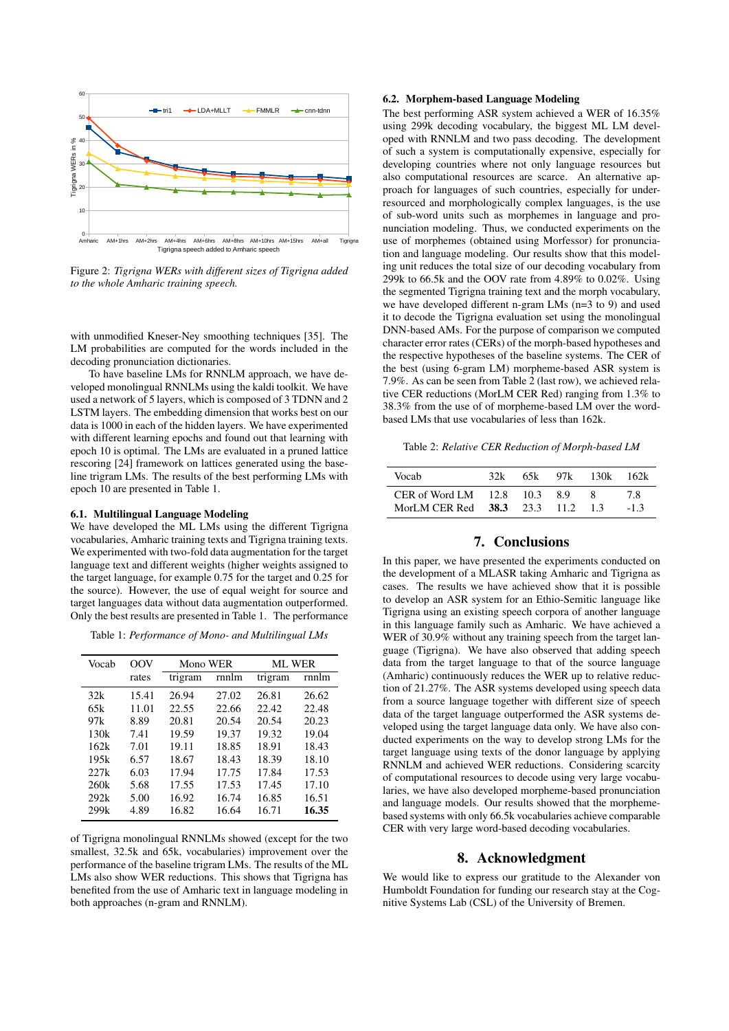Figure 2: *Tigrigna WERs with different sizes of Tigrigna added to the whole Amharic training speech.*

with unmodified Kneser-Ney smoothing techniques [35]. The LM probabilities are computed for the words included in the decoding pronunciation dictionaries.

To have baseline LMs for RNNLM approach, we have developed monolingual RNNLMs using the kaldi toolkit. We have used a network of 5 layers, which is composed of 3 TDNN and 2 LSTM layers. The embedding dimension that works best on our data is 1000 in each of the hidden layers. We have experimented with different learning epochs and found out that learning with epoch 10 is optimal. The LMs are evaluated in a pruned lattice rescoring [24] framework on lattices generated using the baseline trigram LMs. The results of the best performing LMs with epoch 10 are presented in Table 1.

### 6.1. Multilingual Language Modeling

We have developed the ML LMs using the different Tigrigna vocabularies, Amharic training texts and Tigrigna training texts. We experimented with two-fold data augmentation for the target language text and different weights (higher weights assigned to the target language, for example 0.75 for the target and 0.25 for the source). However, the use of equal weight for source and target languages data without data augmentation outperformed. Only the best results are presented in Table 1. The performance

Table 1: *Performance of Mono- and Multilingual LMs*

| Vocab | OOV | Mono WER | | ML WER | |
|---|---|---|---|---|---|
| | rates | trigram | rnnlm | trigram | rnnlm |
| 32k | 15.41 | 26.94 | 27.02 | 26.81 | 26.62 |
| 65k | 11.01 | 22.55 | 22.66 | 22.42 | 22.48 |
| 97k | 8.89 | 20.81 | 20.54 | 20.54 | 20.23 |
| 130k | 7.41 | 19.59 | 19.37 | 19.32 | 19.04 |
| 162k | 7.01 | 19.11 | 18.85 | 18.91 | 18.43 |
| 195k | 6.57 | 18.67 | 18.43 | 18.39 | 18.10 |
| 227k | 6.03 | 17.94 | 17.75 | 17.84 | 17.53 |
| 260k | 5.68 | 17.55 | 17.53 | 17.45 | 17.10 |
| 292k | 5.00 | 16.92 | 16.74 | 16.85 | 16.51 |
| 299k | 4.89 | 16.82 | 16.64 | 16.71 | **16.35** |

of Tigrigna monolingual RNNLMs showed (except for the two smallest, 32.5k and 65k, vocabularies) improvement over the performance of the baseline trigram LMs. The results of the ML LMs also show WER reductions. This shows that Tigrigna has benefited from the use of Amharic text in language modeling in both approaches (n-gram and RNNLM).

### 6.2. Morphem-based Language Modeling

The best performing ASR system achieved a WER of 16.35% using 299k decoding vocabulary, the biggest ML LM developed with RNNLM and two pass decoding. The development of such a system is computationally expensive, especially for developing countries where not only language resources but also computational resources are scarce. An alternative approach for languages of such countries, especially for under-resourced and morphologically complex languages, is the use of sub-word units such as morphemes in language and pronunciation modeling. Thus, we conducted experiments on the use of morphemes (obtained using Morfessor) for pronunciation and language modeling. Our results show that this modeling unit reduces the total size of our decoding vocabulary from 299k to 66.5k and the OOV rate from 4.89% to 0.02%. Using the segmented Tigrigna training text and the morph vocabulary, we have developed different n-gram LMs (n=3 to 9) and used it to decode the Tigrigna evaluation set using the monolingual DNN-based AMs. For the purpose of comparison we computed character error rates (CERs) of the morph-based hypotheses and the respective hypotheses of the baseline systems. The CER of the best (using 6-gram LM) morpheme-based ASR system is 7.9%. As can be seen from Table 2 (last row), we achieved relative CER reductions (MorLM CER Red) ranging from 1.3% to 38.3% from the use of of morpheme-based LM over the word-based LMs that use vocabularies of less than 162k.

Table 2: *Relative CER Reduction of Morph-based LM*

| Vocab | 32k | 65k | 97k | 130k | 162k |
|---|---|---|---|---|---|
| CER of Word LM | 12.8 | 10.3 | 8.9 | 8 | 7.8 |
| MorLM CER Red | **38.3** | 23.3 | 11.2 | 1.3 | -1.3 |

## 7. Conclusions

In this paper, we have presented the experiments conducted on the development of a MLASR taking Amharic and Tigrigna as cases. The results we have achieved show that it is possible to develop an ASR system for an Ethio-Semitic language like Tigrigna using an existing speech corpora of another language in this language family such as Amharic. We have achieved a WER of 30.9% without any training speech from the target language (Tigrigna). We have also observed that adding speech data from the target language to that of the source language (Amharic) continuously reduces the WER up to relative reduction of 21.27%. The ASR systems developed using speech data from a source language together with different size of speech data of the target language outperformed the ASR systems developed using the target language data only. We have also conducted experiments on the way to develop strong LMs for the target language using texts of the donor language by applying RNNLM and achieved WER reductions. Considering scarcity of computational resources to decode using very large vocabularies, we have also developed morpheme-based pronunciation and language models. Our results showed that the morpheme-based systems with only 66.5k vocabularies achieve comparable CER with very large word-based decoding vocabularies.

## 8. Acknowledgment

We would like to express our gratitude to the Alexander von Humboldt Foundation for funding our research stay at the Cognitive Systems Lab (CSL) of the University of Bremen.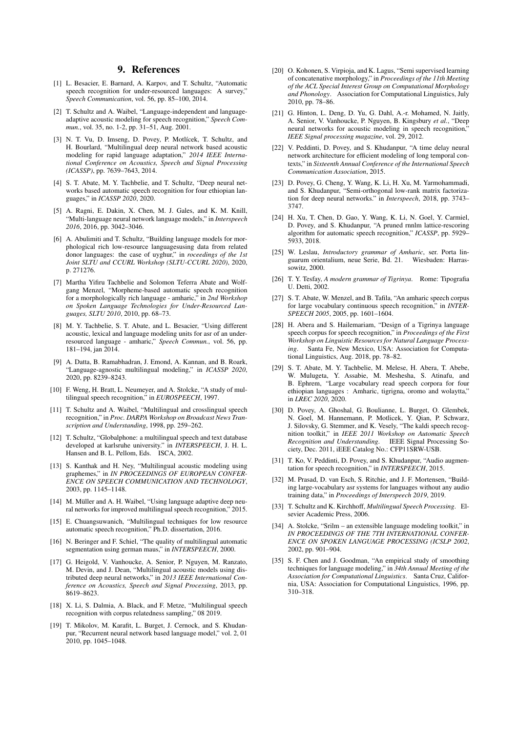## 9. References

[1] L. Besacier, E. Barnard, A. Karpov, and T. Schultz, "Automatic speech recognition for under-resourced languages: A survey," *Speech Communication*, vol. 56, pp. 85–100, 2014.

[2] T. Schultz and A. Waibel, "Language-independent and language-adaptive acoustic modeling for speech recognition," *Speech Commun.*, vol. 35, no. 1-2, pp. 31–51, Aug. 2001.

[3] N. T. Vu, D. Imseng, D. Povey, P. Motlícek, T. Schultz, and H. Bourlard, "Multilingual deep neural network based acoustic modeling for rapid language adaptation," *2014 IEEE International Conference on Acoustics, Speech and Signal Processing (ICASSP)*, pp. 7639–7643, 2014.

[4] S. T. Abate, M. Y. Tachbelie, and T. Schultz, "Deep neural networks based automatic speech recognition for four ethiopian languages," in *ICASSP 2020*, 2020.

[5] A. Ragni, E. Dakin, X. Chen, M. J. Gales, and K. M. Knill, "Multi-language neural network language models," in *Interspeech 2016*, 2016, pp. 3042–3046.

[6] A. Abulimiti and T. Schultz, "Building language models for morphological rich low-resource languagesusing data from related donor languages: the case of uyghur," in *roceedings of the 1st Joint SLTU and CCURL Workshop (SLTU-CCURL 2020)*, 2020, p. 271276.

[7] Martha Yifiru Tachbelie and Solomon Teferra Abate and Wolfgang Menzel, "Morpheme-based automatic speech recognition for a morphologically rich language - amharic," in *2nd Workshop on Spoken Language Technologies for Under-Resourced Languages, SLTU 2010*, 2010, pp. 68–73.

[8] M. Y. Tachbelie, S. T. Abate, and L. Besacier, "Using different acoustic, lexical and language modeling units for asr of an under-resourced language - amharic," *Speech Commun.*, vol. 56, pp. 181–194, jan 2014.

[9] A. Datta, B. Ramabhadran, J. Emond, A. Kannan, and B. Roark, "Language-agnostic multilingual modeling," in *ICASSP 2020*, 2020, pp. 8239–8243.

[10] F. Weng, H. Bratt, L. Neumeyer, and A. Stolcke, "A study of multilingual speech recognition," in *EUROSPEECH*, 1997.

[11] T. Schultz and A. Waibel, "Multilingual and crosslingual speech recognition," in *Proc. DARPA Workshop on Broadcast News Transcription and Understanding*, 1998, pp. 259–262.

[12] T. Schultz, "Globalphone: a multilingual speech and text database developed at karlsruhe university." in *INTERSPEECH*, J. H. L. Hansen and B. L. Pellom, Eds. ISCA, 2002.

[13] S. Kanthak and H. Ney, "Multilingual acoustic modeling using graphemes," in *IN PROCEEDINGS OF EUROPEAN CONFERENCE ON SPEECH COMMUNICATION AND TECHNOLOGY*, 2003, pp. 1145–1148.

[14] M. Müller and A. H. Waibel, "Using language adaptive deep neural networks for improved multilingual speech recognition," 2015.

[15] E. Chuangsuwanich, "Multilingual techniques for low resource automatic speech recognition," Ph.D. dissertation, 2016.

[16] N. Beringer and F. Schiel, "The quality of multilingual automatic segmentation using german maus," in *INTERSPEECH*, 2000.

[17] G. Heigold, V. Vanhoucke, A. Senior, P. Nguyen, M. Ranzato, M. Devin, and J. Dean, "Multilingual acoustic models using distributed deep neural networks," in *2013 IEEE International Conference on Acoustics, Speech and Signal Processing*, 2013, pp. 8619–8623.

[18] X. Li, S. Dalmia, A. Black, and F. Metze, "Multilingual speech recognition with corpus relatedness sampling," 08 2019.

[19] T. Mikolov, M. Karafit, L. Burget, J. Cernock, and S. Khudanpur, "Recurrent neural network based language model," vol. 2, 01 2010, pp. 1045–1048.

[20] O. Kohonen, S. Virpioja, and K. Lagus, "Semi supervised learning of concatenative morphology," in *Proceedings of the 11th Meeting of the ACL Special Interest Group on Computational Morphology and Phonology*. Association for Computational Linguistics, July 2010, pp. 78–86.

[21] G. Hinton, L. Deng, D. Yu, G. Dahl, A.-r. Mohamed, N. Jaitly, A. Senior, V. Vanhoucke, P. Nguyen, B. Kingsbury *et al.*, "Deep neural networks for acoustic modeling in speech recognition," *IEEE Signal processing magazine*, vol. 29, 2012.

[22] V. Peddinti, D. Povey, and S. Khudanpur, "A time delay neural network architecture for efficient modeling of long temporal contexts," in *Sixteenth Annual Conference of the International Speech Communication Association*, 2015.

[23] D. Povey, G. Cheng, Y. Wang, K. Li, H. Xu, M. Yarmohammadi, and S. Khudanpur, "Semi-orthogonal low-rank matrix factorization for deep neural networks." in *Interspeech*, 2018, pp. 3743–3747.

[24] H. Xu, T. Chen, D. Gao, Y. Wang, K. Li, N. Goel, Y. Carmiel, D. Povey, and S. Khudanpur, "A pruned rnnlm lattice-rescoring algorithm for automatic speech recognition," *ICASSP*, pp. 5929–5933, 2018.

[25] W. Leslau, *Introductory grammar of Amharic*, ser. Porta linguarum orientalium, neue Serie, Bd. 21. Wiesbaden: Harrassowitz, 2000.

[26] T. Y. Tesfay, *A modern grammar of Tigrinya*. Rome: Tipografia U. Detti, 2002.

[27] S. T. Abate, W. Menzel, and B. Tafila, "An amharic speech corpus for large vocabulary continuous speech recognition," in *INTERSPEECH 2005*, 2005, pp. 1601–1604.

[28] H. Abera and S. Hailemariam, "Design of a Tigrinya language speech corpus for speech recognition," in *Proceedings of the First Workshop on Linguistic Resources for Natural Language Processing*. Santa Fe, New Mexico, USA: Association for Computational Linguistics, Aug. 2018, pp. 78–82.

[29] S. T. Abate, M. Y. Tachbelie, M. Melese, H. Abera, T. Abebe, W. Mulugeta, Y. Assabie, M. Meshesha, S. Atinafu, and B. Ephrem, "Large vocabulary read speech corpora for four ethiopian languages : Amharic, tigrigna, oromo and wolaytta," in *LREC 2020*, 2020.

[30] D. Povey, A. Ghoshal, G. Boulianne, L. Burget, O. Glembek, N. Goel, M. Hannemann, P. Motlicek, Y. Qian, P. Schwarz, J. Silovsky, G. Stemmer, and K. Vesely, "The kaldi speech recognition toolkit," in *IEEE 2011 Workshop on Automatic Speech Recognition and Understanding*. IEEE Signal Processing Society, Dec. 2011, iEEE Catalog No.: CFP11SRW-USB.

[31] T. Ko, V. Peddinti, D. Povey, and S. Khudanpur, "Audio augmentation for speech recognition," in *INTERSPEECH*, 2015.

[32] M. Prasad, D. van Esch, S. Ritchie, and J. F. Mortensen, "Building large-vocabulary asr systems for languages without any audio training data," in *Proceedings of Interspeech 2019*, 2019.

[33] T. Schultz and K. Kirchhoff, *Multilingual Speech Processing*. Elsevier Academic Press, 2006.

[34] A. Stolcke, "Srilm – an extensible language modeling toolkit," in *IN PROCEEDINGS OF THE 7TH INTERNATIONAL CONFERENCE ON SPOKEN LANGUAGE PROCESSING (ICSLP 2002*, 2002, pp. 901–904.

[35] S. F. Chen and J. Goodman, "An empirical study of smoothing techniques for language modeling," in *34th Annual Meeting of the Association for Computational Linguistics*. Santa Cruz, California, USA: Association for Computational Linguistics, 1996, pp. 310–318.